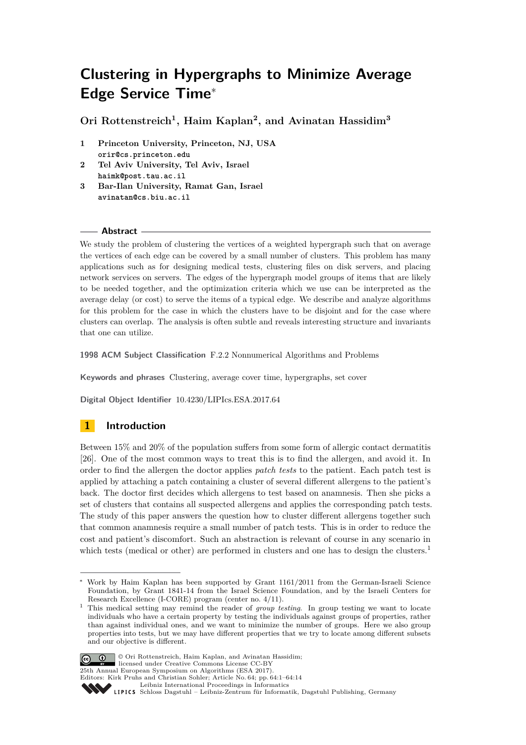# Clustering in Hypergraphs to Minimize Average Edge Service Time*

**Ori Rottenstreich[1], Haim Kaplan[2], and Avinatan Hassidim[3]**

1. **Princeton University, Princeton, NJ, USA**
   orir@cs.princeton.edu
2. **Tel Aviv University, Tel Aviv, Israel**
   haimk@post.tau.ac.il
3. **Bar-Ilan University, Ramat Gan, Israel**
   avinatan@cs.biu.ac.il

## Abstract

We study the problem of clustering the vertices of a weighted hypergraph such that on average the vertices of each edge can be covered by a small number of clusters. This problem has many applications such as for designing medical tests, clustering files on disk servers, and placing network services on servers. The edges of the hypergraph model groups of items that are likely to be needed together, and the optimization criteria which we use can be interpreted as the average delay (or cost) to serve the items of a typical edge. We describe and analyze algorithms for this problem for the case in which the clusters have to be disjoint and for the case where clusters can overlap. The analysis is often subtle and reveals interesting structure and invariants that one can utilize.

**1998 ACM Subject Classification** F.2.2 Nonnumerical Algorithms and Problems

**Keywords and phrases** Clustering, average cover time, hypergraphs, set cover

**Digital Object Identifier** 10.4230/LIPIcs.ESA.2017.64

## 1 Introduction

Between 15% and 20% of the population suffers from some form of allergic contact dermatitis [26]. One of the most common ways to treat this is to find the allergen, and avoid it. In order to find the allergen the doctor applies *patch tests* to the patient. Each patch test is applied by attaching a patch containing a cluster of several different allergens to the patient's back. The doctor first decides which allergens to test based on anamnesis. Then she picks a set of clusters that contains all suspected allergens and applies the corresponding patch tests. The study of this paper answers the question how to cluster different allergens together such that common anamnesis require a small number of patch tests. This is in order to reduce the cost and patient's discomfort. Such an abstraction is relevant of course in any scenario in which tests (medical or other) are performed in clusters and one has to design the clusters.[1]

---

\* Work by Haim Kaplan has been supported by Grant 1161/2011 from the German-Israeli Science Foundation, by Grant 1841-14 from the Israel Science Foundation, and by the Israeli Centers for Research Excellence (I-CORE) program (center no. 4/11).

[1] This medical setting may remind the reader of *group testing*. In group testing we want to locate individuals who have a certain property by testing the individuals against groups of properties, rather than against individual ones, and we want to minimize the number of groups. Here we also group properties into tests, but we may have different properties that we try to locate among different subsets and our objective is different.

© Ori Rottenstreich, Haim Kaplan, and Avinatan Hassidim; licensed under Creative Commons License CC-BY
25th Annual European Symposium on Algorithms (ESA 2017).
Editors: Kirk Pruhs and Christian Sohler; Article No. 64; pp. 64:1–64:14
Leibniz International Proceedings in Informatics
Schloss Dagstuhl – Leibniz-Zentrum für Informatik, Dagstuhl Publishing, Germany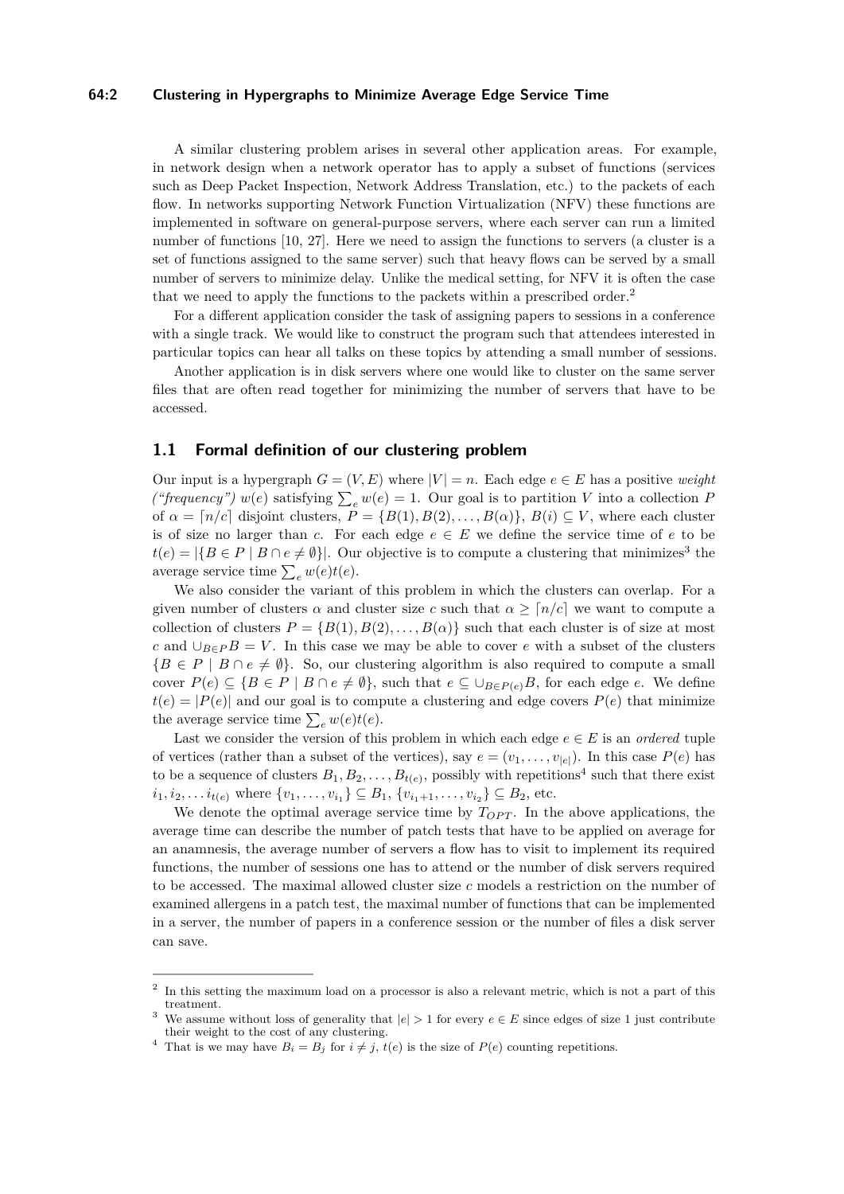A similar clustering problem arises in several other application areas. For example, in network design when a network operator has to apply a subset of functions (services such as Deep Packet Inspection, Network Address Translation, etc.) to the packets of each flow. In networks supporting Network Function Virtualization (NFV) these functions are implemented in software on general-purpose servers, where each server can run a limited number of functions [10, 27]. Here we need to assign the functions to servers (a cluster is a set of functions assigned to the same server) such that heavy flows can be served by a small number of servers to minimize delay. Unlike the medical setting, for NFV it is often the case that we need to apply the functions to the packets within a prescribed order.[2]

For a different application consider the task of assigning papers to sessions in a conference with a single track. We would like to construct the program such that attendees interested in particular topics can hear all talks on these topics by attending a small number of sessions.

Another application is in disk servers where one would like to cluster on the same server files that are often read together for minimizing the number of servers that have to be accessed.

## 1.1 Formal definition of our clustering problem

Our input is a hypergraph $G = (V, E)$ where $|V| = n$. Each edge $e \in E$ has a positive *weight ("frequency")* $w(e)$ satisfying $\sum_e w(e) = 1$. Our goal is to partition $V$ into a collection $P$ of $\alpha = \lceil n/c \rceil$ disjoint clusters, $P = \{B(1), B(2), \ldots, B(\alpha)\}$, $B(i) \subseteq V$, where each cluster is of size no larger than $c$. For each edge $e \in E$ we define the service time of $e$ to be $t(e) = |\{B \in P \mid B \cap e \neq \emptyset\}|$. Our objective is to compute a clustering that minimizes[3] the average service time $\sum_e w(e)t(e)$.

We also consider the variant of this problem in which the clusters can overlap. For a given number of clusters $\alpha$ and cluster size $c$ such that $\alpha \geq \lceil n/c \rceil$ we want to compute a collection of clusters $P = \{B(1), B(2), \ldots, B(\alpha)\}$ such that each cluster is of size at most $c$ and $\cup_{B \in P} B = V$. In this case we may be able to cover $e$ with a subset of the clusters $\{B \in P \mid B \cap e \neq \emptyset\}$. So, our clustering algorithm is also required to compute a small cover $P(e) \subseteq \{B \in P \mid B \cap e \neq \emptyset\}$, such that $e \subseteq \cup_{B \in P(e)} B$, for each edge $e$. We define $t(e) = |P(e)|$ and our goal is to compute a clustering and edge covers $P(e)$ that minimize the average service time $\sum_e w(e)t(e)$.

Last we consider the version of this problem in which each edge $e \in E$ is an *ordered* tuple of vertices (rather than a subset of the vertices), say $e = (v_1, \ldots, v_{|e|})$. In this case $P(e)$ has to be a sequence of clusters $B_1, B_2, \ldots, B_{t(e)}$, possibly with repetitions[4] such that there exist $i_1, i_2, \ldots i_{t(e)}$ where $\{v_1, \ldots, v_{i_1}\} \subseteq B_1$, $\{v_{i_1+1}, \ldots, v_{i_2}\} \subseteq B_2$, etc.

We denote the optimal average service time by $T_{OPT}$. In the above applications, the average time can describe the number of patch tests that have to be applied on average for an anamnesis, the average number of servers a flow has to visit to implement its required functions, the number of sessions one has to attend or the number of disk servers required to be accessed. The maximal allowed cluster size $c$ models a restriction on the number of examined allergens in a patch test, the maximal number of functions that can be implemented in a server, the number of papers in a conference session or the number of files a disk server can save.

---

[2] In this setting the maximum load on a processor is also a relevant metric, which is not a part of this treatment.

[3] We assume without loss of generality that $|e| > 1$ for every $e \in E$ since edges of size 1 just contribute their weight to the cost of any clustering.

[4] That is we may have $B_i = B_j$ for $i \neq j$, $t(e)$ is the size of $P(e)$ counting repetitions.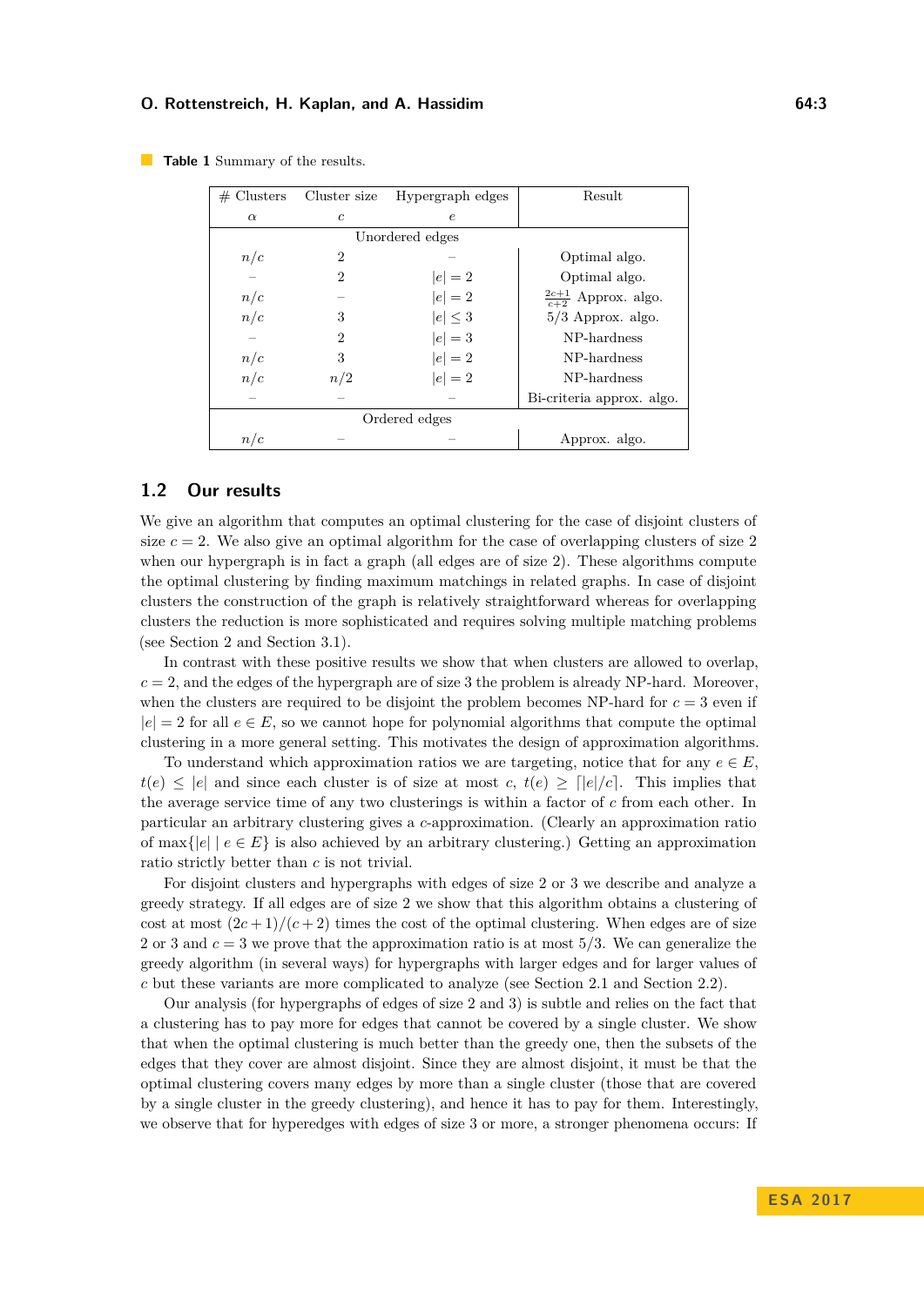**Table 1** Summary of the results.

| # Clusters $\alpha$ | Cluster size $c$ | Hypergraph edges $e$ | Result |
|---|---|---|---|
| Unordered edges | | | |
| $n/c$ | 2 | – | Optimal algo. |
| – | 2 | $\|e\| = 2$ | Optimal algo. |
| $n/c$ | – | $\|e\| = 2$ | $\frac{2c+1}{c+2}$ Approx. algo. |
| $n/c$ | 3 | $\|e\| \leq 3$ | 5/3 Approx. algo. |
| – | 2 | $\|e\| = 3$ | NP-hardness |
| $n/c$ | 3 | $\|e\| = 2$ | NP-hardness |
| $n/c$ | $n/2$ | $\|e\| = 2$ | NP-hardness |
| – | – | – | Bi-criteria approx. algo. |
| Ordered edges | | | |
| $n/c$ | – | – | Approx. algo. |

## 1.2 Our results

We give an algorithm that computes an optimal clustering for the case of disjoint clusters of size $c = 2$. We also give an optimal algorithm for the case of overlapping clusters of size 2 when our hypergraph is in fact a graph (all edges are of size 2). These algorithms compute the optimal clustering by finding maximum matchings in related graphs. In case of disjoint clusters the construction of the graph is relatively straightforward whereas for overlapping clusters the reduction is more sophisticated and requires solving multiple matching problems (see Section 2 and Section 3.1).

In contrast with these positive results we show that when clusters are allowed to overlap, $c = 2$, and the edges of the hypergraph are of size 3 the problem is already NP-hard. Moreover, when the clusters are required to be disjoint the problem becomes NP-hard for $c = 3$ even if $|e| = 2$ for all $e \in E$, so we cannot hope for polynomial algorithms that compute the optimal clustering in a more general setting. This motivates the design of approximation algorithms.

To understand which approximation ratios we are targeting, notice that for any $e \in E$, $t(e) \leq |e|$ and since each cluster is of size at most $c$, $t(e) \geq \lceil |e|/c \rceil$. This implies that the average service time of any two clusterings is within a factor of $c$ from each other. In particular an arbitrary clustering gives a $c$-approximation. (Clearly an approximation ratio of $\max\{|e| \mid e \in E\}$ is also achieved by an arbitrary clustering.) Getting an approximation ratio strictly better than $c$ is not trivial.

For disjoint clusters and hypergraphs with edges of size 2 or 3 we describe and analyze a greedy strategy. If all edges are of size 2 we show that this algorithm obtains a clustering of cost at most $(2c+1)/(c+2)$ times the cost of the optimal clustering. When edges are of size 2 or 3 and $c = 3$ we prove that the approximation ratio is at most 5/3. We can generalize the greedy algorithm (in several ways) for hypergraphs with larger edges and for larger values of $c$ but these variants are more complicated to analyze (see Section 2.1 and Section 2.2).

Our analysis (for hypergraphs of edges of size 2 and 3) is subtle and relies on the fact that a clustering has to pay more for edges that cannot be covered by a single cluster. We show that when the optimal clustering is much better than the greedy one, then the subsets of the edges that they cover are almost disjoint. Since they are almost disjoint, it must be that the optimal clustering covers many edges by more than a single cluster (those that are covered by a single cluster in the greedy clustering), and hence it has to pay for them. Interestingly, we observe that for hyperedges with edges of size 3 or more, a stronger phenomena occurs: If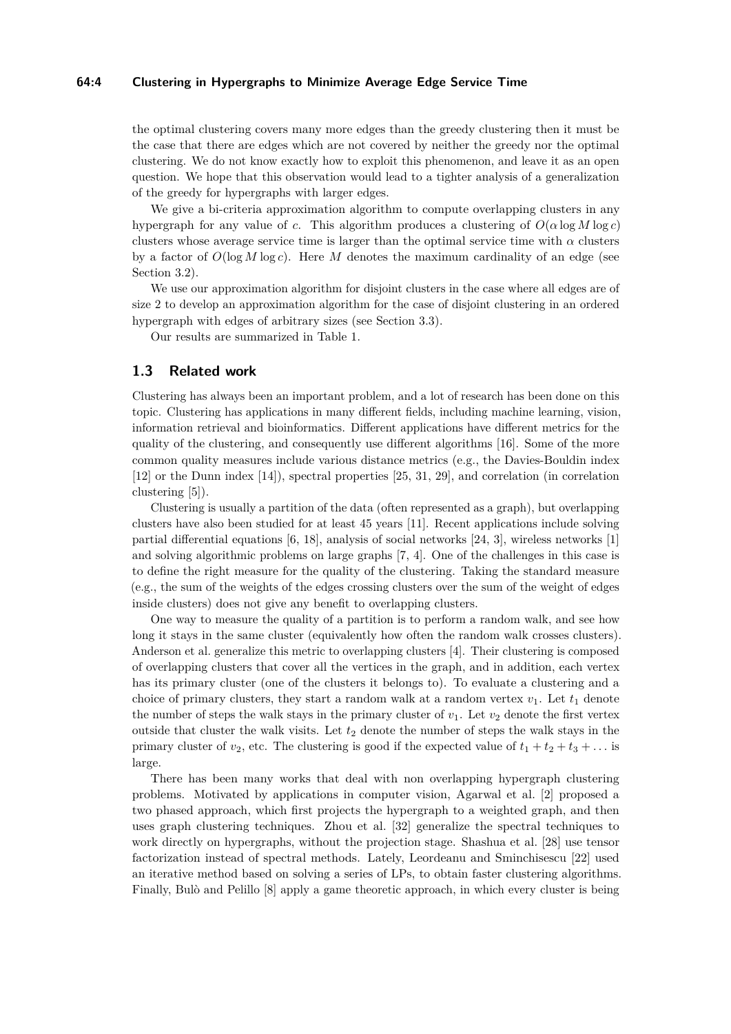the optimal clustering covers many more edges than the greedy clustering then it must be the case that there are edges which are not covered by neither the greedy nor the optimal clustering. We do not know exactly how to exploit this phenomenon, and leave it as an open question. We hope that this observation would lead to a tighter analysis of a generalization of the greedy for hypergraphs with larger edges.

We give a bi-criteria approximation algorithm to compute overlapping clusters in any hypergraph for any value of $c$. This algorithm produces a clustering of $O(\alpha \log M \log c)$ clusters whose average service time is larger than the optimal service time with $\alpha$ clusters by a factor of $O(\log M \log c)$. Here $M$ denotes the maximum cardinality of an edge (see Section 3.2).

We use our approximation algorithm for disjoint clusters in the case where all edges are of size 2 to develop an approximation algorithm for the case of disjoint clustering in an ordered hypergraph with edges of arbitrary sizes (see Section 3.3).

Our results are summarized in Table 1.

### 1.3 Related work

Clustering has always been an important problem, and a lot of research has been done on this topic. Clustering has applications in many different fields, including machine learning, vision, information retrieval and bioinformatics. Different applications have different metrics for the quality of the clustering, and consequently use different algorithms [16]. Some of the more common quality measures include various distance metrics (e.g., the Davies-Bouldin index [12] or the Dunn index [14]), spectral properties [25, 31, 29], and correlation (in correlation clustering [5]).

Clustering is usually a partition of the data (often represented as a graph), but overlapping clusters have also been studied for at least 45 years [11]. Recent applications include solving partial differential equations [6, 18], analysis of social networks [24, 3], wireless networks [1] and solving algorithmic problems on large graphs [7, 4]. One of the challenges in this case is to define the right measure for the quality of the clustering. Taking the standard measure (e.g., the sum of the weights of the edges crossing clusters over the sum of the weight of edges inside clusters) does not give any benefit to overlapping clusters.

One way to measure the quality of a partition is to perform a random walk, and see how long it stays in the same cluster (equivalently how often the random walk crosses clusters). Anderson et al. generalize this metric to overlapping clusters [4]. Their clustering is composed of overlapping clusters that cover all the vertices in the graph, and in addition, each vertex has its primary cluster (one of the clusters it belongs to). To evaluate a clustering and a choice of primary clusters, they start a random walk at a random vertex $v_1$. Let $t_1$ denote the number of steps the walk stays in the primary cluster of $v_1$. Let $v_2$ denote the first vertex outside that cluster the walk visits. Let $t_2$ denote the number of steps the walk stays in the primary cluster of $v_2$, etc. The clustering is good if the expected value of $t_1 + t_2 + t_3 + \ldots$ is large.

There has been many works that deal with non overlapping hypergraph clustering problems. Motivated by applications in computer vision, Agarwal et al. [2] proposed a two phased approach, which first projects the hypergraph to a weighted graph, and then uses graph clustering techniques. Zhou et al. [32] generalize the spectral techniques to work directly on hypergraphs, without the projection stage. Shashua et al. [28] use tensor factorization instead of spectral methods. Lately, Leordeanu and Sminchisescu [22] used an iterative method based on solving a series of LPs, to obtain faster clustering algorithms. Finally, Bulò and Pelillo [8] apply a game theoretic approach, in which every cluster is being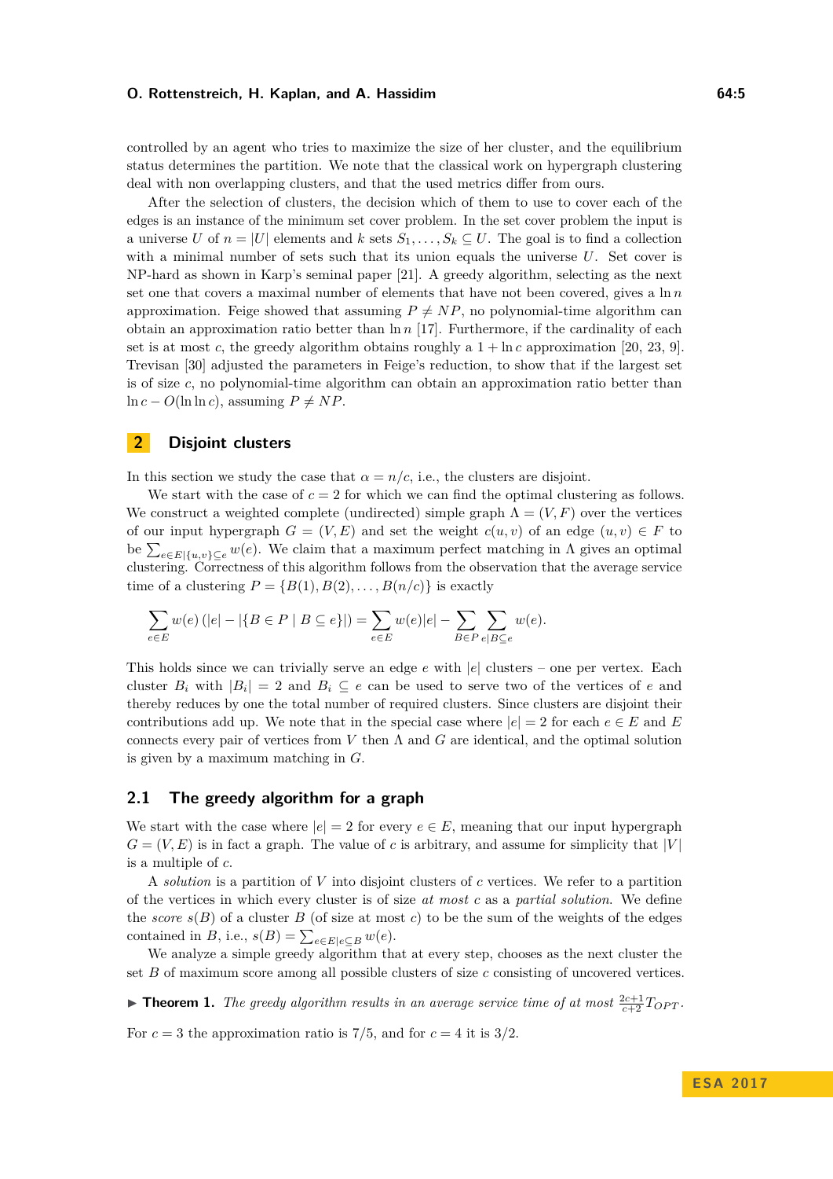controlled by an agent who tries to maximize the size of her cluster, and the equilibrium status determines the partition. We note that the classical work on hypergraph clustering deal with non overlapping clusters, and that the used metrics differ from ours.

After the selection of clusters, the decision which of them to use to cover each of the edges is an instance of the minimum set cover problem. In the set cover problem the input is a universe $U$ of $n = |U|$ elements and $k$ sets $S_1, \ldots, S_k \subseteq U$. The goal is to find a collection with a minimal number of sets such that its union equals the universe $U$. Set cover is NP-hard as shown in Karp's seminal paper [21]. A greedy algorithm, selecting as the next set one that covers a maximal number of elements that have not been covered, gives a $\ln n$ approximation. Feige showed that assuming $P \neq NP$, no polynomial-time algorithm can obtain an approximation ratio better than $\ln n$ [17]. Furthermore, if the cardinality of each set is at most $c$, the greedy algorithm obtains roughly a $1 + \ln c$ approximation [20, 23, 9]. Trevisan [30] adjusted the parameters in Feige's reduction, to show that if the largest set is of size $c$, no polynomial-time algorithm can obtain an approximation ratio better than $\ln c - O(\ln \ln c)$, assuming $P \neq NP$.

## 2 Disjoint clusters

In this section we study the case that $\alpha = n/c$, i.e., the clusters are disjoint.

We start with the case of $c = 2$ for which we can find the optimal clustering as follows. We construct a weighted complete (undirected) simple graph $\Lambda = (V, F)$ over the vertices of our input hypergraph $G = (V, E)$ and set the weight $c(u, v)$ of an edge $(u, v) \in F$ to be $\sum_{e \in E | \{u,v\} \subseteq e} w(e)$. We claim that a maximum perfect matching in $\Lambda$ gives an optimal clustering. Correctness of this algorithm follows from the observation that the average service time of a clustering $P = \{B(1), B(2), \ldots, B(n/c)\}$ is exactly

$$\sum_{e \in E} w(e) \left(|e| - |\{B \in P \mid B \subseteq e\}|\right) = \sum_{e \in E} w(e)|e| - \sum_{B \in P} \sum_{e | B \subseteq e} w(e).$$

This holds since we can trivially serve an edge $e$ with $|e|$ clusters – one per vertex. Each cluster $B_i$ with $|B_i| = 2$ and $B_i \subseteq e$ can be used to serve two of the vertices of $e$ and thereby reduces by one the total number of required clusters. Since clusters are disjoint their contributions add up. We note that in the special case where $|e| = 2$ for each $e \in E$ and $E$ connects every pair of vertices from $V$ then $\Lambda$ and $G$ are identical, and the optimal solution is given by a maximum matching in $G$.

### 2.1 The greedy algorithm for a graph

We start with the case where $|e| = 2$ for every $e \in E$, meaning that our input hypergraph $G = (V, E)$ is in fact a graph. The value of $c$ is arbitrary, and assume for simplicity that $|V|$ is a multiple of $c$.

A *solution* is a partition of $V$ into disjoint clusters of $c$ vertices. We refer to a partition of the vertices in which every cluster is of size *at most* $c$ as a *partial solution*. We define the *score* $s(B)$ of a cluster $B$ (of size at most $c$) to be the sum of the weights of the edges contained in $B$, i.e., $s(B) = \sum_{e \in E | e \subseteq B} w(e)$.

We analyze a simple greedy algorithm that at every step, chooses as the next cluster the set $B$ of maximum score among all possible clusters of size $c$ consisting of uncovered vertices.

▶ **Theorem 1.** *The greedy algorithm results in an average service time of at most* $\frac{2c+1}{c+2} T_{OPT}$.

For $c = 3$ the approximation ratio is $7/5$, and for $c = 4$ it is $3/2$.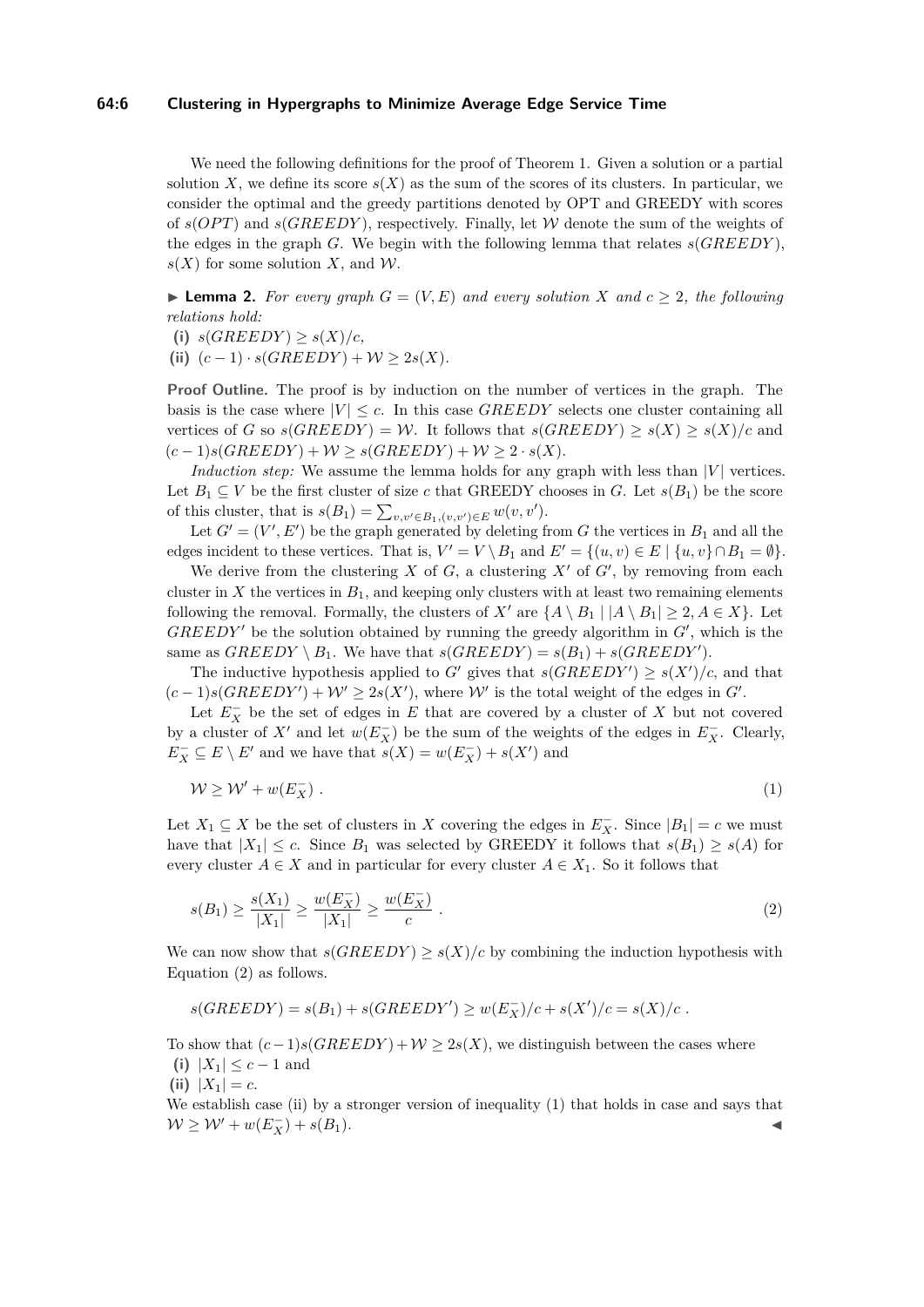We need the following definitions for the proof of Theorem 1. Given a solution or a partial solution $X$, we define its score $s(X)$ as the sum of the scores of its clusters. In particular, we consider the optimal and the greedy partitions denoted by OPT and GREEDY with scores of $s(OPT)$ and $s(GREEDY)$, respectively. Finally, let $\mathcal{W}$ denote the sum of the weights of the edges in the graph $G$. We begin with the following lemma that relates $s(GREEDY)$, $s(X)$ for some solution $X$, and $\mathcal{W}$.

▶ **Lemma 2.** *For every graph $G = (V, E)$ and every solution $X$ and $c \geq 2$, the following relations hold:*

**(i)** $s(GREEDY) \geq s(X)/c$,

**(ii)** $(c-1) \cdot s(GREEDY) + \mathcal{W} \geq 2s(X)$.

**Proof Outline.** The proof is by induction on the number of vertices in the graph. The basis is the case where $|V| \leq c$. In this case $GREEDY$ selects one cluster containing all vertices of $G$ so $s(GREEDY) = \mathcal{W}$. It follows that $s(GREEDY) \geq s(X) \geq s(X)/c$ and $(c-1)s(GREEDY) + \mathcal{W} \geq s(GREEDY) + \mathcal{W} \geq 2 \cdot s(X)$.

*Induction step:* We assume the lemma holds for any graph with less than $|V|$ vertices. Let $B_1 \subseteq V$ be the first cluster of size $c$ that GREEDY chooses in $G$. Let $s(B_1)$ be the score of this cluster, that is $s(B_1) = \sum_{v,v' \in B_1, (v,v') \in E} w(v, v')$.

Let $G' = (V', E')$ be the graph generated by deleting from $G$ the vertices in $B_1$ and all the edges incident to these vertices. That is, $V' = V \setminus B_1$ and $E' = \{(u, v) \in E \mid \{u, v\} \cap B_1 = \emptyset\}$.

We derive from the clustering $X$ of $G$, a clustering $X'$ of $G'$, by removing from each cluster in $X$ the vertices in $B_1$, and keeping only clusters with at least two remaining elements following the removal. Formally, the clusters of $X'$ are $\{A \setminus B_1 \mid |A \setminus B_1| \geq 2, A \in X\}$. Let $GREEDY'$ be the solution obtained by running the greedy algorithm in $G'$, which is the same as $GREEDY \setminus B_1$. We have that $s(GREEDY) = s(B_1) + s(GREEDY')$.

The inductive hypothesis applied to $G'$ gives that $s(GREEDY') \geq s(X')/c$, and that $(c-1)s(GREEDY') + \mathcal{W}' \geq 2s(X')$, where $\mathcal{W}'$ is the total weight of the edges in $G'$.

Let $E_X^-$ be the set of edges in $E$ that are covered by a cluster of $X$ but not covered by a cluster of $X'$ and let $w(E_X^-)$ be the sum of the weights of the edges in $E_X^-$. Clearly, $E_X^- \subseteq E \setminus E'$ and we have that $s(X) = w(E_X^-) + s(X')$ and

$$\mathcal{W} \geq \mathcal{W}' + w(E_X^-) \ . \tag{1}$$

Let $X_1 \subseteq X$ be the set of clusters in $X$ covering the edges in $E_X^-$. Since $|B_1| = c$ we must have that $|X_1| \leq c$. Since $B_1$ was selected by GREEDY it follows that $s(B_1) \geq s(A)$ for every cluster $A \in X$ and in particular for every cluster $A \in X_1$. So it follows that

$$s(B_1) \geq \frac{s(X_1)}{|X_1|} \geq \frac{w(E_X^-)}{|X_1|} \geq \frac{w(E_X^-)}{c} \ . \tag{2}$$

We can now show that $s(GREEDY) \geq s(X)/c$ by combining the induction hypothesis with Equation (2) as follows.

$$s(GREEDY) = s(B_1) + s(GREEDY') \geq w(E_X^-)/c + s(X')/c = s(X)/c \ .$$

To show that $(c-1)s(GREEDY) + \mathcal{W} \geq 2s(X)$, we distinguish between the cases where

**(i)** $|X_1| \leq c - 1$ and

**(ii)** $|X_1| = c$.

We establish case (ii) by a stronger version of inequality (1) that holds in case and says that $\mathcal{W} \geq \mathcal{W}' + w(E_X^-) + s(B_1)$. ◀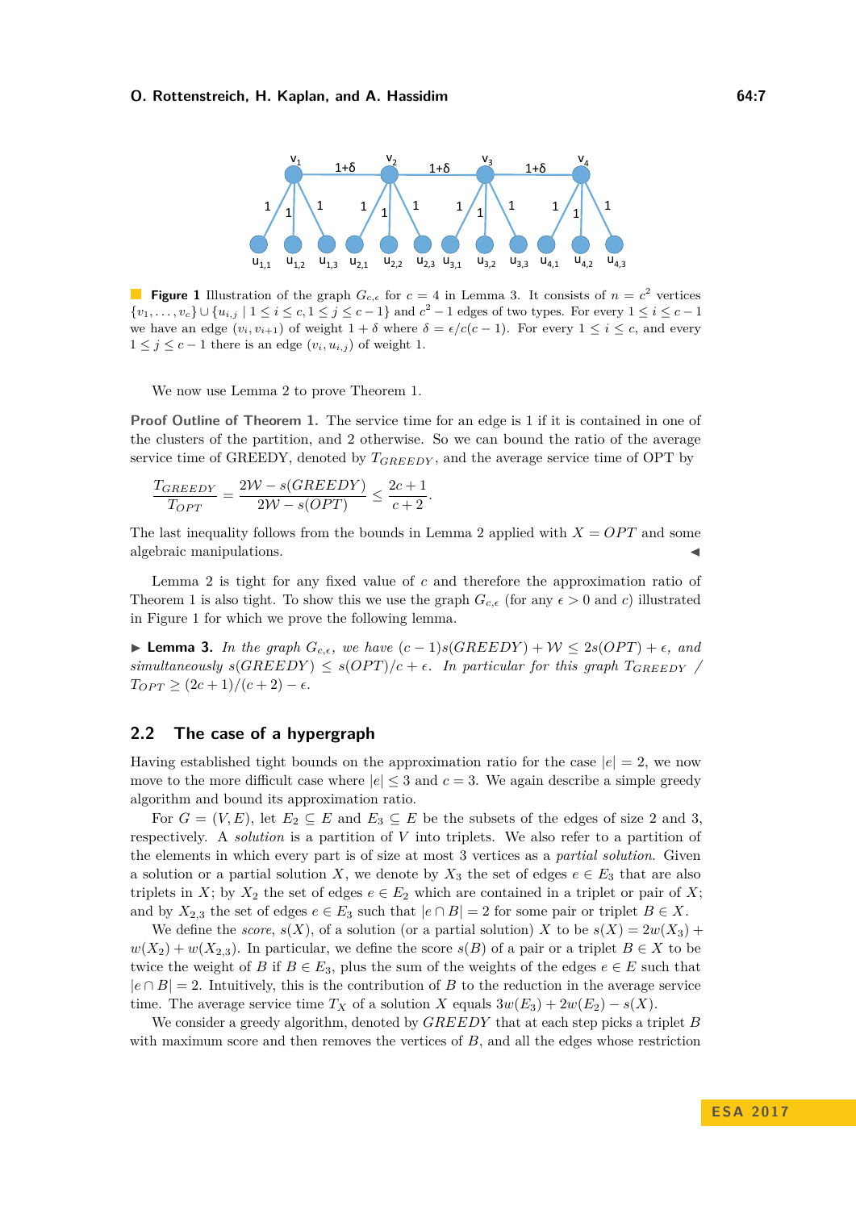**Figure 1** Illustration of the graph $G_{c,\epsilon}$ for $c = 4$ in Lemma 3. It consists of $n = c^2$ vertices $\{v_1, \ldots, v_c\} \cup \{u_{i,j} \mid 1 \le i \le c, 1 \le j \le c-1\}$ and $c^2 - 1$ edges of two types. For every $1 \le i \le c-1$ we have an edge $(v_i, v_{i+1})$ of weight $1 + \delta$ where $\delta = \epsilon / c(c-1)$. For every $1 \le i \le c$, and every $1 \le j \le c-1$ there is an edge $(v_i, u_{i,j})$ of weight 1.

We now use Lemma 2 to prove Theorem 1.

**Proof Outline of Theorem 1.** The service time for an edge is 1 if it is contained in one of the clusters of the partition, and 2 otherwise. So we can bound the ratio of the average service time of GREEDY, denoted by $T_{GREEDY}$, and the average service time of OPT by

$$\frac{T_{GREEDY}}{T_{OPT}} = \frac{2\mathcal{W} - s(GREEDY)}{2\mathcal{W} - s(OPT)} \le \frac{2c+1}{c+2}.$$

The last inequality follows from the bounds in Lemma 2 applied with $X = OPT$ and some algebraic manipulations. ◀

Lemma 2 is tight for any fixed value of $c$ and therefore the approximation ratio of Theorem 1 is also tight. To show this we use the graph $G_{c,\epsilon}$ (for any $\epsilon > 0$ and $c$) illustrated in Figure 1 for which we prove the following lemma.

▶ **Lemma 3.** *In the graph $G_{c,\epsilon}$, we have $(c-1)s(GREEDY) + \mathcal{W} \le 2s(OPT) + \epsilon$, and simultaneously $s(GREEDY) \le s(OPT)/c + \epsilon$. In particular for this graph $T_{GREEDY}$ / $T_{OPT} \ge (2c+1)/(c+2) - \epsilon$.*

## 2.2 The case of a hypergraph

Having established tight bounds on the approximation ratio for the case $|e| = 2$, we now move to the more difficult case where $|e| \le 3$ and $c = 3$. We again describe a simple greedy algorithm and bound its approximation ratio.

For $G = (V, E)$, let $E_2 \subseteq E$ and $E_3 \subseteq E$ be the subsets of the edges of size 2 and 3, respectively. A *solution* is a partition of $V$ into triplets. We also refer to a partition of the elements in which every part is of size at most 3 vertices as a *partial solution*. Given a solution or a partial solution $X$, we denote by $X_3$ the set of edges $e \in E_3$ that are also triplets in $X$; by $X_2$ the set of edges $e \in E_2$ which are contained in a triplet or pair of $X$; and by $X_{2,3}$ the set of edges $e \in E_3$ such that $|e \cap B| = 2$ for some pair or triplet $B \in X$.

We define the *score*, $s(X)$, of a solution (or a partial solution) $X$ to be $s(X) = 2w(X_3) + w(X_2) + w(X_{2,3})$. In particular, we define the score $s(B)$ of a pair or a triplet $B \in X$ to be twice the weight of $B$ if $B \in E_3$, plus the sum of the weights of the edges $e \in E$ such that $|e \cap B| = 2$. Intuitively, this is the contribution of $B$ to the reduction in the average service time. The average service time $T_X$ of a solution $X$ equals $3w(E_3) + 2w(E_2) - s(X)$.

We consider a greedy algorithm, denoted by *GREEDY* that at each step picks a triplet $B$ with maximum score and then removes the vertices of $B$, and all the edges whose restriction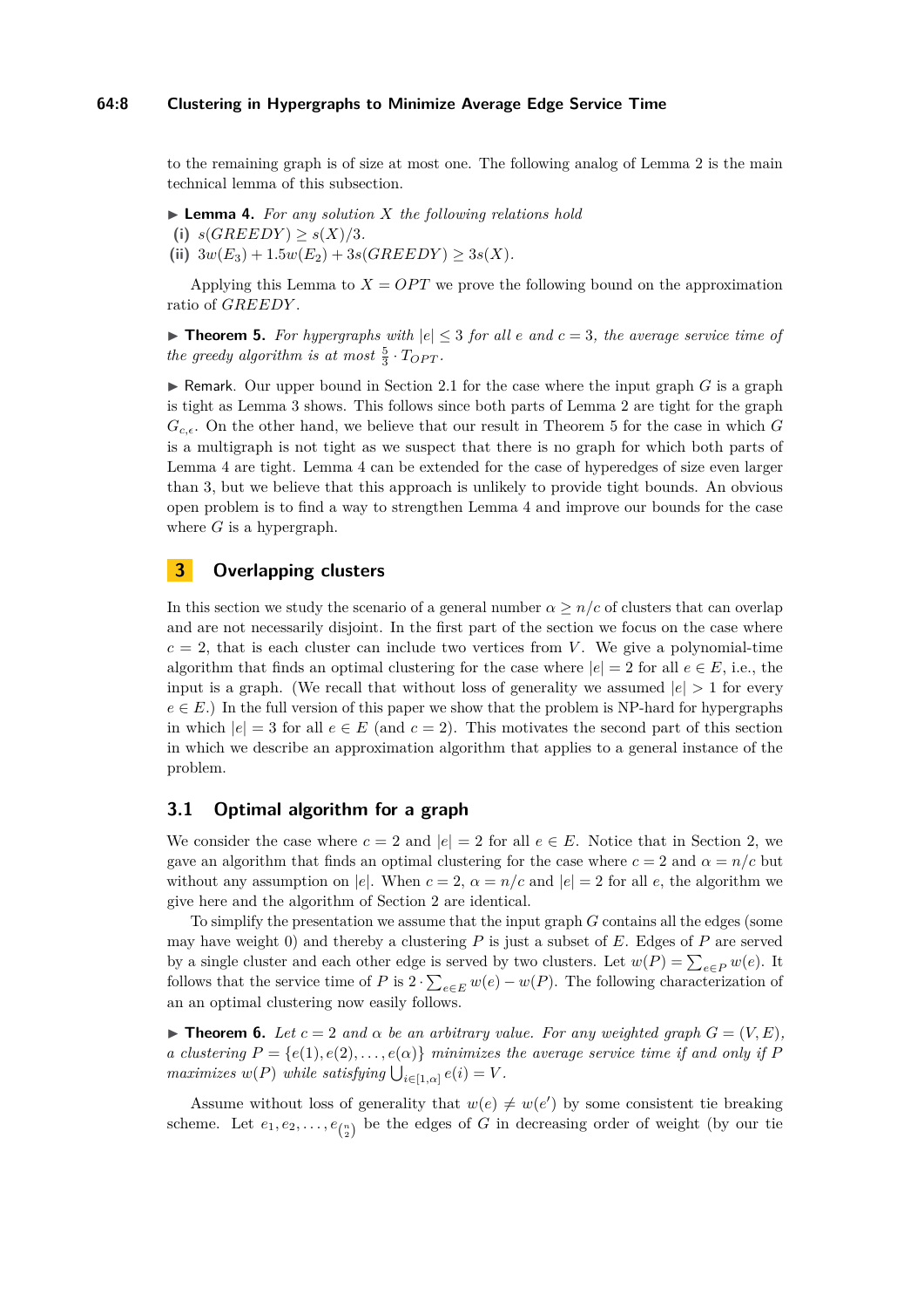to the remaining graph is of size at most one. The following analog of Lemma 2 is the main technical lemma of this subsection.

▶ **Lemma 4.** *For any solution $X$ the following relations hold*

**(i)** $s(GREEDY) \geq s(X)/3$.

**(ii)** $3w(E_3) + 1.5w(E_2) + 3s(GREEDY) \geq 3s(X)$.

Applying this Lemma to $X = OPT$ we prove the following bound on the approximation ratio of $GREEDY$.

▶ **Theorem 5.** *For hypergraphs with $|e| \leq 3$ for all $e$ and $c = 3$, the average service time of the greedy algorithm is at most $\frac{5}{3} \cdot T_{OPT}$.*

▶ Remark. Our upper bound in Section 2.1 for the case where the input graph $G$ is a graph is tight as Lemma 3 shows. This follows since both parts of Lemma 2 are tight for the graph $G_{c,\epsilon}$. On the other hand, we believe that our result in Theorem 5 for the case in which $G$ is a multigraph is not tight as we suspect that there is no graph for which both parts of Lemma 4 are tight. Lemma 4 can be extended for the case of hyperedges of size even larger than 3, but we believe that this approach is unlikely to provide tight bounds. An obvious open problem is to find a way to strengthen Lemma 4 and improve our bounds for the case where $G$ is a hypergraph.

## 3 Overlapping clusters

In this section we study the scenario of a general number $\alpha \geq n/c$ of clusters that can overlap and are not necessarily disjoint. In the first part of the section we focus on the case where $c = 2$, that is each cluster can include two vertices from $V$. We give a polynomial-time algorithm that finds an optimal clustering for the case where $|e| = 2$ for all $e \in E$, i.e., the input is a graph. (We recall that without loss of generality we assumed $|e| > 1$ for every $e \in E$.) In the full version of this paper we show that the problem is NP-hard for hypergraphs in which $|e| = 3$ for all $e \in E$ (and $c = 2$). This motivates the second part of this section in which we describe an approximation algorithm that applies to a general instance of the problem.

### 3.1 Optimal algorithm for a graph

We consider the case where $c = 2$ and $|e| = 2$ for all $e \in E$. Notice that in Section 2, we gave an algorithm that finds an optimal clustering for the case where $c = 2$ and $\alpha = n/c$ but without any assumption on $|e|$. When $c = 2$, $\alpha = n/c$ and $|e| = 2$ for all $e$, the algorithm we give here and the algorithm of Section 2 are identical.

To simplify the presentation we assume that the input graph $G$ contains all the edges (some may have weight 0) and thereby a clustering $P$ is just a subset of $E$. Edges of $P$ are served by a single cluster and each other edge is served by two clusters. Let $w(P) = \sum_{e \in P} w(e)$. It follows that the service time of $P$ is $2 \cdot \sum_{e \in E} w(e) - w(P)$. The following characterization of an an optimal clustering now easily follows.

▶ **Theorem 6.** *Let $c = 2$ and $\alpha$ be an arbitrary value. For any weighted graph $G = (V, E)$, a clustering $P = \{e(1), e(2), \dots, e(\alpha)\}$ minimizes the average service time if and only if $P$ maximizes $w(P)$ while satisfying $\bigcup_{i \in [1,\alpha]} e(i) = V$.*

Assume without loss of generality that $w(e) \neq w(e')$ by some consistent tie breaking scheme. Let $e_1, e_2, \dots, e_{\binom{n}{2}}$ be the edges of $G$ in decreasing order of weight (by our tie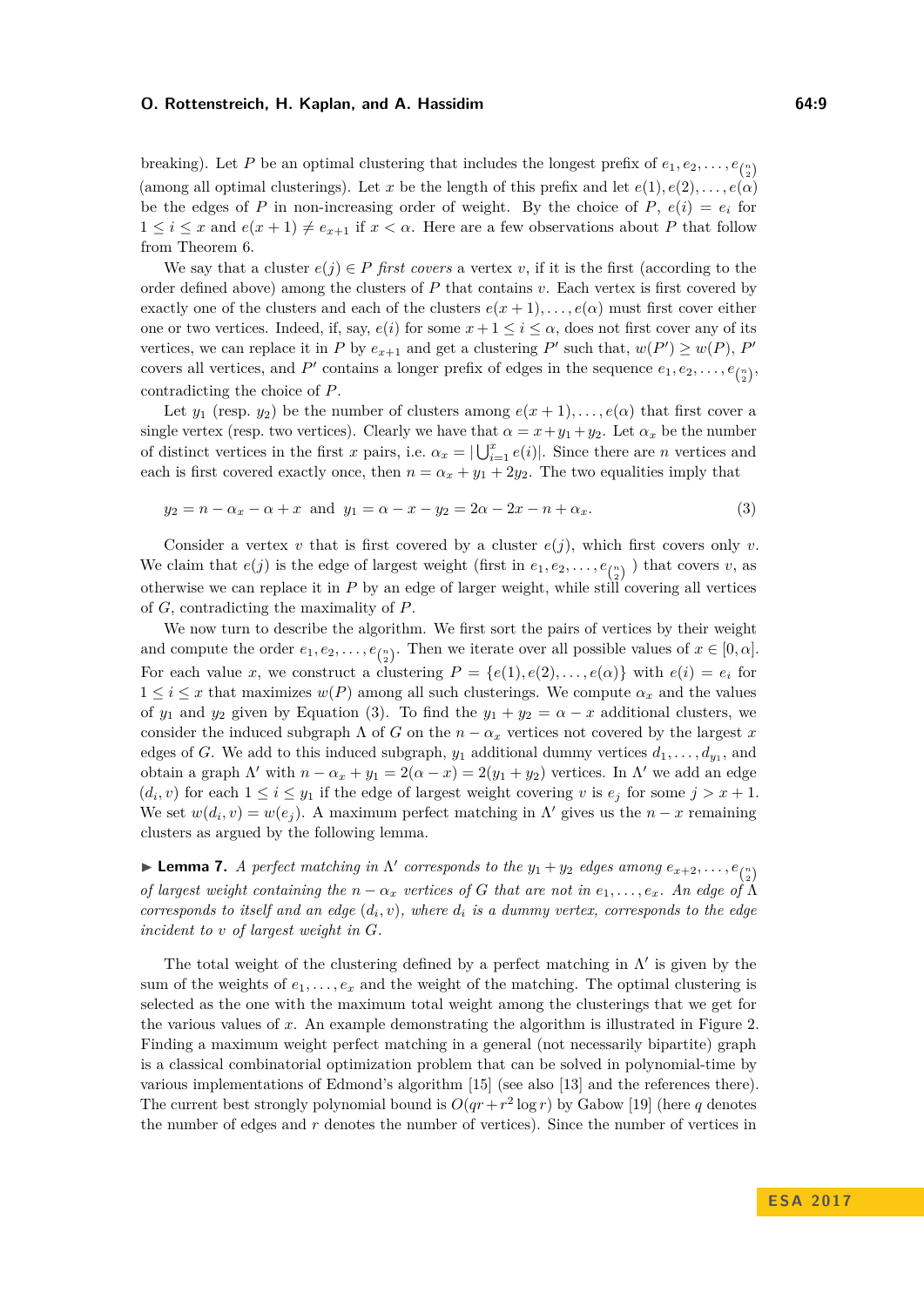breaking). Let $P$ be an optimal clustering that includes the longest prefix of $e_1, e_2, \ldots, e_{\binom{n}{2}}$ (among all optimal clusterings). Let $x$ be the length of this prefix and let $e(1), e(2), \ldots, e(\alpha)$ be the edges of $P$ in non-increasing order of weight. By the choice of $P$, $e(i) = e_i$ for $1 \le i \le x$ and $e(x+1) \ne e_{x+1}$ if $x < \alpha$. Here are a few observations about $P$ that follow from Theorem 6.

We say that a cluster $e(j) \in P$ *first covers* a vertex $v$, if it is the first (according to the order defined above) among the clusters of $P$ that contains $v$. Each vertex is first covered by exactly one of the clusters and each of the clusters $e(x+1), \ldots, e(\alpha)$ must first cover either one or two vertices. Indeed, if, say, $e(i)$ for some $x+1 \le i \le \alpha$, does not first cover any of its vertices, we can replace it in $P$ by $e_{x+1}$ and get a clustering $P'$ such that, $w(P') \ge w(P)$, $P'$ covers all vertices, and $P'$ contains a longer prefix of edges in the sequence $e_1, e_2, \ldots, e_{\binom{n}{2}}$, contradicting the choice of $P$.

Let $y_1$ (resp. $y_2$) be the number of clusters among $e(x+1), \ldots, e(\alpha)$ that first cover a single vertex (resp. two vertices). Clearly we have that $\alpha = x + y_1 + y_2$. Let $\alpha_x$ be the number of distinct vertices in the first $x$ pairs, i.e. $\alpha_x = |\bigcup_{i=1}^{x} e(i)|$. Since there are $n$ vertices and each is first covered exactly once, then $n = \alpha_x + y_1 + 2y_2$. The two equalities imply that

$$y_2 = n - \alpha_x - \alpha + x \quad \text{and} \quad y_1 = \alpha - x - y_2 = 2\alpha - 2x - n + \alpha_x. \tag{3}$$

Consider a vertex $v$ that is first covered by a cluster $e(j)$, which first covers only $v$. We claim that $e(j)$ is the edge of largest weight (first in $e_1, e_2, \ldots, e_{\binom{n}{2}}$ ) that covers $v$, as otherwise we can replace it in $P$ by an edge of larger weight, while still covering all vertices of $G$, contradicting the maximality of $P$.

We now turn to describe the algorithm. We first sort the pairs of vertices by their weight and compute the order $e_1, e_2, \ldots, e_{\binom{n}{2}}$. Then we iterate over all possible values of $x \in [0, \alpha]$. For each value $x$, we construct a clustering $P = \{e(1), e(2), \ldots, e(\alpha)\}$ with $e(i) = e_i$ for $1 \le i \le x$ that maximizes $w(P)$ among all such clusterings. We compute $\alpha_x$ and the values of $y_1$ and $y_2$ given by Equation (3). To find the $y_1 + y_2 = \alpha - x$ additional clusters, we consider the induced subgraph $\Lambda$ of $G$ on the $n - \alpha_x$ vertices not covered by the largest $x$ edges of $G$. We add to this induced subgraph, $y_1$ additional dummy vertices $d_1, \ldots, d_{y_1}$, and obtain a graph $\Lambda'$ with $n - \alpha_x + y_1 = 2(\alpha - x) = 2(y_1 + y_2)$ vertices. In $\Lambda'$ we add an edge $(d_i, v)$ for each $1 \le i \le y_1$ if the edge of largest weight covering $v$ is $e_j$ for some $j > x + 1$. We set $w(d_i, v) = w(e_j)$. A maximum perfect matching in $\Lambda'$ gives us the $n - x$ remaining clusters as argued by the following lemma.

▶ **Lemma 7.** *A perfect matching in $\Lambda'$ corresponds to the $y_1 + y_2$ edges among $e_{x+2}, \ldots, e_{\binom{n}{2}}$ of largest weight containing the $n - \alpha_x$ vertices of $G$ that are not in $e_1, \ldots, e_x$. An edge of $\Lambda$ corresponds to itself and an edge $(d_i, v)$, where $d_i$ is a dummy vertex, corresponds to the edge incident to $v$ of largest weight in $G$.*

The total weight of the clustering defined by a perfect matching in $\Lambda'$ is given by the sum of the weights of $e_1, \ldots, e_x$ and the weight of the matching. The optimal clustering is selected as the one with the maximum total weight among the clusterings that we get for the various values of $x$. An example demonstrating the algorithm is illustrated in Figure 2. Finding a maximum weight perfect matching in a general (not necessarily bipartite) graph is a classical combinatorial optimization problem that can be solved in polynomial-time by various implementations of Edmond's algorithm [15] (see also [13] and the references there). The current best strongly polynomial bound is $O(qr + r^2 \log r)$ by Gabow [19] (here $q$ denotes the number of edges and $r$ denotes the number of vertices). Since the number of vertices in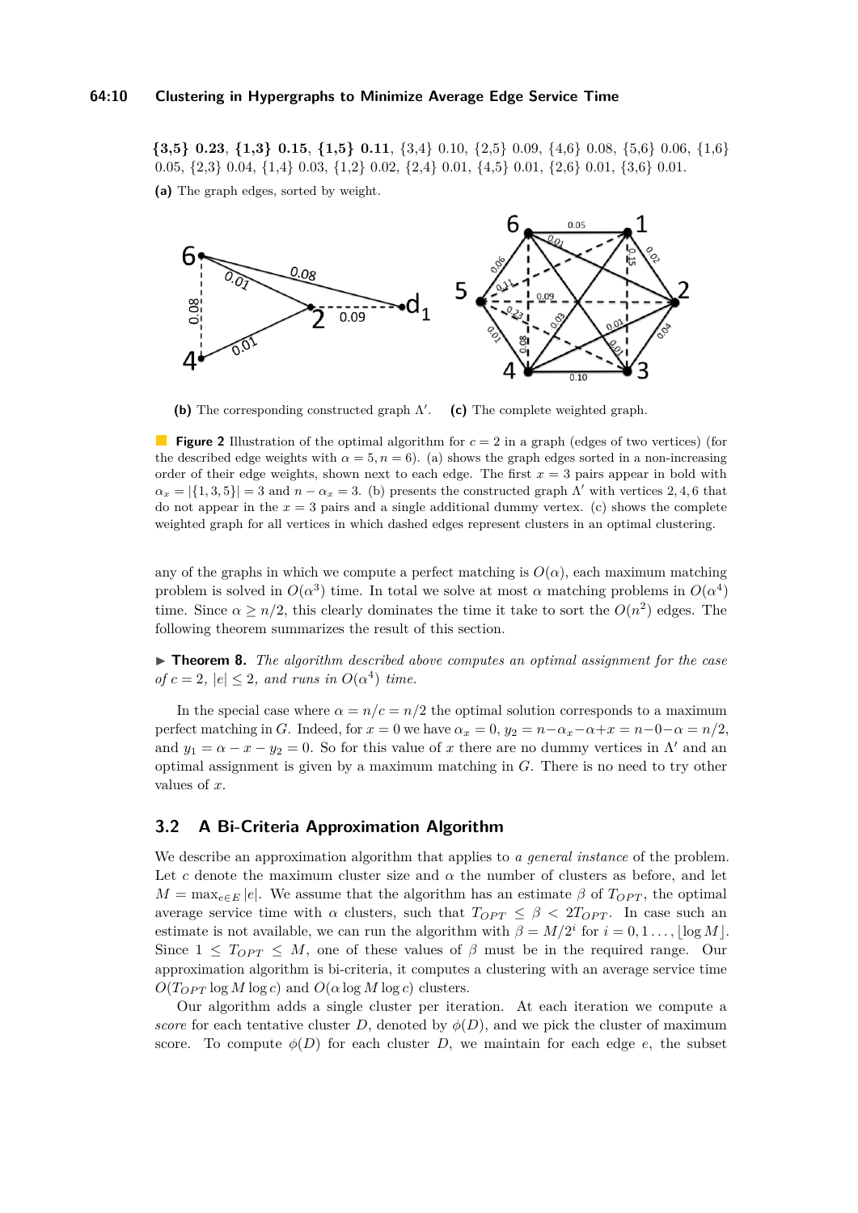**{3,5} 0.23**, **{1,3} 0.15**, **{1,5} 0.11**, {3,4} 0.10, {2,5} 0.09, {4,6} 0.08, {5,6} 0.06, {1,6} 0.05, {2,3} 0.04, {1,4} 0.03, {1,2} 0.02, {2,4} 0.01, {4,5} 0.01, {2,6} 0.01, {3,6} 0.01.

**(a)** The graph edges, sorted by weight.

**(b)** The corresponding constructed graph $\Lambda'$. **(c)** The complete weighted graph.

**Figure 2** Illustration of the optimal algorithm for $c = 2$ in a graph (edges of two vertices) (for the described edge weights with $\alpha = 5, n = 6$). (a) shows the graph edges sorted in a non-increasing order of their edge weights, shown next to each edge. The first $x = 3$ pairs appear in bold with $\alpha_x = |\{1, 3, 5\}| = 3$ and $n - \alpha_x = 3$. (b) presents the constructed graph $\Lambda'$ with vertices 2, 4, 6 that do not appear in the $x = 3$ pairs and a single additional dummy vertex. (c) shows the complete weighted graph for all vertices in which dashed edges represent clusters in an optimal clustering.

any of the graphs in which we compute a perfect matching is $O(\alpha)$, each maximum matching problem is solved in $O(\alpha^3)$ time. In total we solve at most $\alpha$ matching problems in $O(\alpha^4)$ time. Since $\alpha \geq n/2$, this clearly dominates the time it take to sort the $O(n^2)$ edges. The following theorem summarizes the result of this section.

▶ **Theorem 8.** *The algorithm described above computes an optimal assignment for the case of $c = 2$, $|e| \leq 2$, and runs in $O(\alpha^4)$ time.*

In the special case where $\alpha = n/c = n/2$ the optimal solution corresponds to a maximum perfect matching in $G$. Indeed, for $x = 0$ we have $\alpha_x = 0$, $y_2 = n - \alpha_x - \alpha + x = n - 0 - \alpha = n/2$, and $y_1 = \alpha - x - y_2 = 0$. So for this value of $x$ there are no dummy vertices in $\Lambda'$ and an optimal assignment is given by a maximum matching in $G$. There is no need to try other values of $x$.

## 3.2 A Bi-Criteria Approximation Algorithm

We describe an approximation algorithm that applies to *a general instance* of the problem. Let $c$ denote the maximum cluster size and $\alpha$ the number of clusters as before, and let $M = \max_{e \in E} |e|$. We assume that the algorithm has an estimate $\beta$ of $T_{OPT}$, the optimal average service time with $\alpha$ clusters, such that $T_{OPT} \leq \beta < 2T_{OPT}$. In case such an estimate is not available, we can run the algorithm with $\beta = M/2^i$ for $i = 0, 1 \ldots, \lfloor \log M \rfloor$. Since $1 \leq T_{OPT} \leq M$, one of these values of $\beta$ must be in the required range. Our approximation algorithm is bi-criteria, it computes a clustering with an average service time $O(T_{OPT} \log M \log c)$ and $O(\alpha \log M \log c)$ clusters.

Our algorithm adds a single cluster per iteration. At each iteration we compute a *score* for each tentative cluster $D$, denoted by $\phi(D)$, and we pick the cluster of maximum score. To compute $\phi(D)$ for each cluster $D$, we maintain for each edge $e$, the subset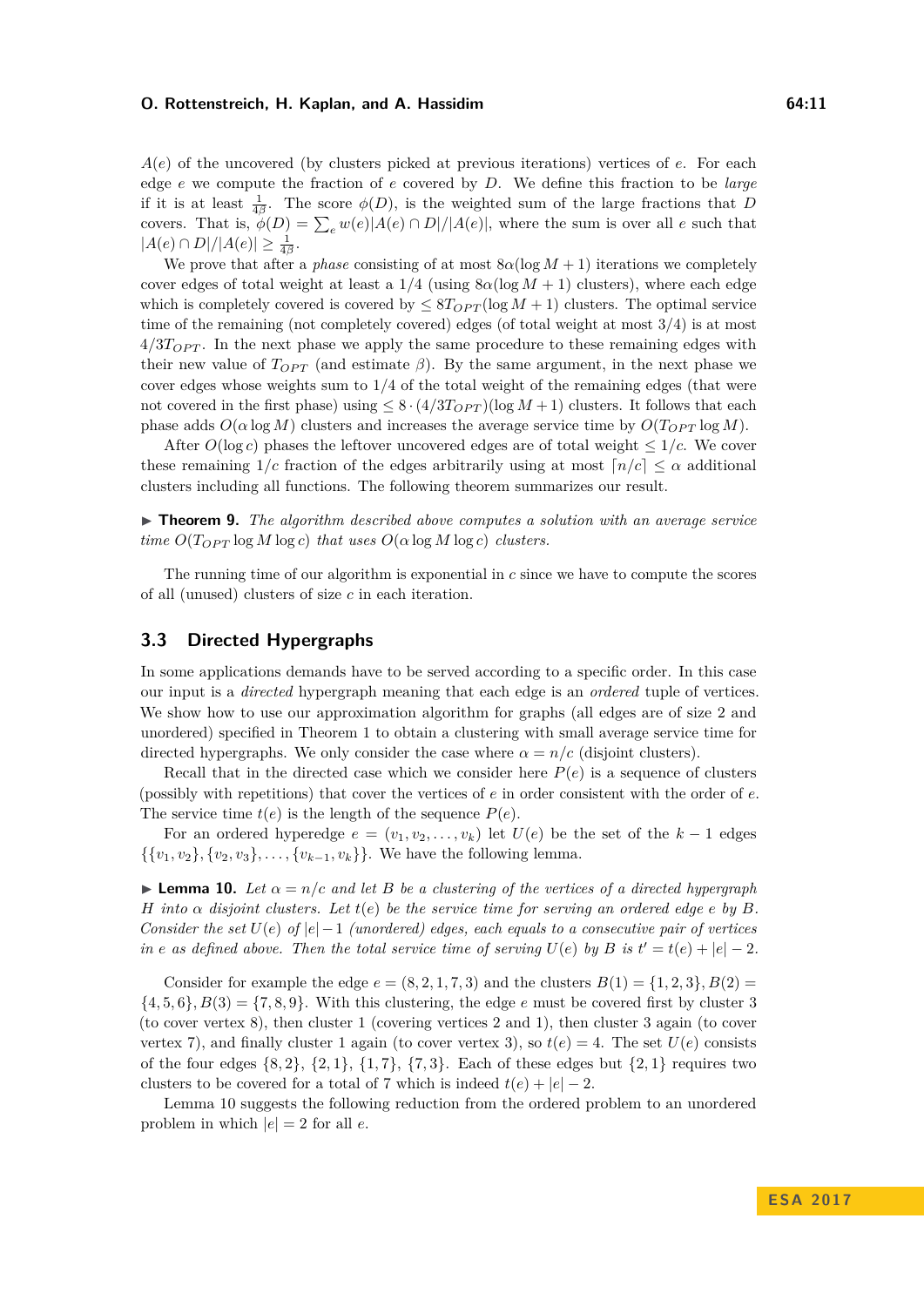$A(e)$ of the uncovered (by clusters picked at previous iterations) vertices of $e$. For each edge $e$ we compute the fraction of $e$ covered by $D$. We define this fraction to be *large* if it is at least $\frac{1}{4\beta}$. The score $\phi(D)$, is the weighted sum of the large fractions that $D$ covers. That is, $\phi(D) = \sum_e w(e)|A(e) \cap D|/|A(e)|$, where the sum is over all $e$ such that $|A(e) \cap D|/|A(e)| \geq \frac{1}{4\beta}$.

We prove that after a *phase* consisting of at most $8\alpha(\log M + 1)$ iterations we completely cover edges of total weight at least a $1/4$ (using $8\alpha(\log M + 1)$ clusters), where each edge which is completely covered is covered by $\leq 8T_{OPT}(\log M + 1)$ clusters. The optimal service time of the remaining (not completely covered) edges (of total weight at most $3/4$) is at most $4/3T_{OPT}$. In the next phase we apply the same procedure to these remaining edges with their new value of $T_{OPT}$ (and estimate $\beta$). By the same argument, in the next phase we cover edges whose weights sum to $1/4$ of the total weight of the remaining edges (that were not covered in the first phase) using $\leq 8 \cdot (4/3T_{OPT})(\log M + 1)$ clusters. It follows that each phase adds $O(\alpha \log M)$ clusters and increases the average service time by $O(T_{OPT} \log M)$.

After $O(\log c)$ phases the leftover uncovered edges are of total weight $\leq 1/c$. We cover these remaining $1/c$ fraction of the edges arbitrarily using at most $\lceil n/c \rceil \leq \alpha$ additional clusters including all functions. The following theorem summarizes our result.

▶ **Theorem 9.** *The algorithm described above computes a solution with an average service time $O(T_{OPT} \log M \log c)$ that uses $O(\alpha \log M \log c)$ clusters.*

The running time of our algorithm is exponential in $c$ since we have to compute the scores of all (unused) clusters of size $c$ in each iteration.

## 3.3 Directed Hypergraphs

In some applications demands have to be served according to a specific order. In this case our input is a *directed* hypergraph meaning that each edge is an *ordered* tuple of vertices. We show how to use our approximation algorithm for graphs (all edges are of size 2 and unordered) specified in Theorem 1 to obtain a clustering with small average service time for directed hypergraphs. We only consider the case where $\alpha = n/c$ (disjoint clusters).

Recall that in the directed case which we consider here $P(e)$ is a sequence of clusters (possibly with repetitions) that cover the vertices of $e$ in order consistent with the order of $e$. The service time $t(e)$ is the length of the sequence $P(e)$.

For an ordered hyperedge $e = (v_1, v_2, \ldots, v_k)$ let $U(e)$ be the set of the $k-1$ edges $\{\{v_1, v_2\}, \{v_2, v_3\}, \ldots, \{v_{k-1}, v_k\}\}$. We have the following lemma.

▶ **Lemma 10.** *Let $\alpha = n/c$ and let $B$ be a clustering of the vertices of a directed hypergraph $H$ into $\alpha$ disjoint clusters. Let $t(e)$ be the service time for serving an ordered edge $e$ by $B$. Consider the set $U(e)$ of $|e|-1$ (unordered) edges, each equals to a consecutive pair of vertices in $e$ as defined above. Then the total service time of serving $U(e)$ by $B$ is $t' = t(e) + |e| - 2$.*

Consider for example the edge $e = (8, 2, 1, 7, 3)$ and the clusters $B(1) = \{1, 2, 3\}, B(2) = \{4, 5, 6\}, B(3) = \{7, 8, 9\}$. With this clustering, the edge $e$ must be covered first by cluster 3 (to cover vertex 8), then cluster 1 (covering vertices 2 and 1), then cluster 3 again (to cover vertex 7), and finally cluster 1 again (to cover vertex 3), so $t(e) = 4$. The set $U(e)$ consists of the four edges $\{8, 2\}$, $\{2, 1\}$, $\{1, 7\}$, $\{7, 3\}$. Each of these edges but $\{2, 1\}$ requires two clusters to be covered for a total of 7 which is indeed $t(e) + |e| - 2$.

Lemma 10 suggests the following reduction from the ordered problem to an unordered problem in which $|e| = 2$ for all $e$.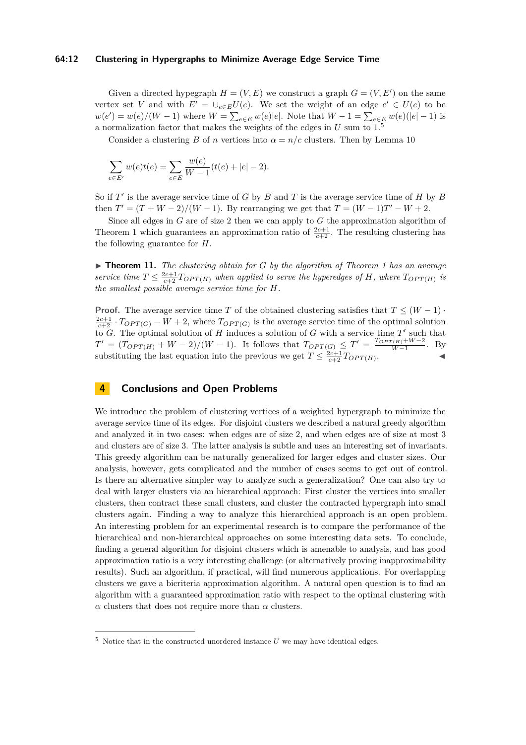Given a directed hypegraph $H = (V, E)$ we construct a graph $G = (V, E')$ on the same vertex set $V$ and with $E' = \cup_{e \in E} U(e)$. We set the weight of an edge $e' \in U(e)$ to be $w(e') = w(e)/(W-1)$ where $W = \sum_{e \in E} w(e)|e|$. Note that $W - 1 = \sum_{e \in E} w(e)(|e|-1)$ is a normalization factor that makes the weights of the edges in $U$ sum to 1.[5]

Consider a clustering $B$ of $n$ vertices into $\alpha = n/c$ clusters. Then by Lemma 10

$$\sum_{e \in E'} w(e)t(e) = \sum_{e \in E} \frac{w(e)}{W-1}(t(e) + |e| - 2).$$

So if $T'$ is the average service time of $G$ by $B$ and $T$ is the average service time of $H$ by $B$ then $T' = (T + W - 2)/(W-1)$. By rearranging we get that $T = (W-1)T' - W + 2$.

Since all edges in $G$ are of size 2 then we can apply to $G$ the approximation algorithm of Theorem 1 which guarantees an approximation ratio of $\frac{2c+1}{c+2}$. The resulting clustering has the following guarantee for $H$.

▶ **Theorem 11.** *The clustering obtain for $G$ by the algorithm of Theorem 1 has an average service time $T \leq \frac{2c+1}{c+2} T_{OPT(H)}$ when applied to serve the hyperedges of $H$, where $T_{OPT(H)}$ is the smallest possible average service time for $H$.*

**Proof.** The average service time $T$ of the obtained clustering satisfies that $T \leq (W-1) \cdot \frac{2c+1}{c+2} \cdot T_{OPT(G)} - W + 2$, where $T_{OPT(G)}$ is the average service time of the optimal solution to $G$. The optimal solution of $H$ induces a solution of $G$ with a service time $T'$ such that $T' = (T_{OPT(H)} + W - 2)/(W-1)$. It follows that $T_{OPT(G)} \leq T' = \frac{T_{OPT(H)} + W - 2}{W-1}$. By substituting the last equation into the previous we get $T \leq \frac{2c+1}{c+2} T_{OPT(H)}$. ◀

## 4 Conclusions and Open Problems

We introduce the problem of clustering vertices of a weighted hypergraph to minimize the average service time of its edges. For disjoint clusters we described a natural greedy algorithm and analyzed it in two cases: when edges are of size 2, and when edges are of size at most 3 and clusters are of size 3. The latter analysis is subtle and uses an interesting set of invariants. This greedy algorithm can be naturally generalized for larger edges and cluster sizes. Our analysis, however, gets complicated and the number of cases seems to get out of control. Is there an alternative simpler way to analyze such a generalization? One can also try to deal with larger clusters via an hierarchical approach: First cluster the vertices into smaller clusters, then contract these small clusters, and cluster the contracted hypergraph into small clusters again. Finding a way to analyze this hierarchical approach is an open problem. An interesting problem for an experimental research is to compare the performance of the hierarchical and non-hierarchical approaches on some interesting data sets. To conclude, finding a general algorithm for disjoint clusters which is amenable to analysis, and has good approximation ratio is a very interesting challenge (or alternatively proving inapproximability results). Such an algorithm, if practical, will find numerous applications. For overlapping clusters we gave a bicriteria approximation algorithm. A natural open question is to find an algorithm with a guaranteed approximation ratio with respect to the optimal clustering with $\alpha$ clusters that does not require more than $\alpha$ clusters.

---

[5] Notice that in the constructed unordered instance $U$ we may have identical edges.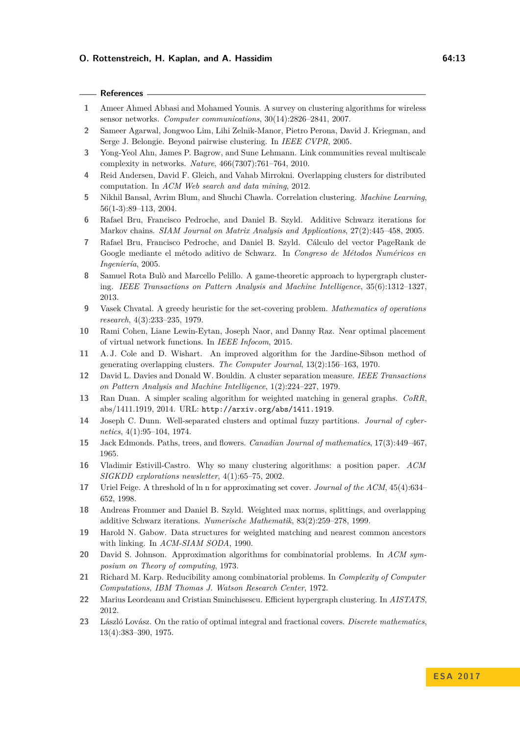## References

1. Ameer Ahmed Abbasi and Mohamed Younis. A survey on clustering algorithms for wireless sensor networks. *Computer communications*, 30(14):2826–2841, 2007.
2. Sameer Agarwal, Jongwoo Lim, Lihi Zelnik-Manor, Pietro Perona, David J. Kriegman, and Serge J. Belongie. Beyond pairwise clustering. In *IEEE CVPR*, 2005.
3. Yong-Yeol Ahn, James P. Bagrow, and Sune Lehmann. Link communities reveal multiscale complexity in networks. *Nature*, 466(7307):761–764, 2010.
4. Reid Andersen, David F. Gleich, and Vahab Mirrokni. Overlapping clusters for distributed computation. In *ACM Web search and data mining*, 2012.
5. Nikhil Bansal, Avrim Blum, and Shuchi Chawla. Correlation clustering. *Machine Learning*, 56(1-3):89–113, 2004.
6. Rafael Bru, Francisco Pedroche, and Daniel B. Szyld. Additive Schwarz iterations for Markov chains. *SIAM Journal on Matrix Analysis and Applications*, 27(2):445–458, 2005.
7. Rafael Bru, Francisco Pedroche, and Daniel B. Szyld. Cálculo del vector PageRank de Google mediante el método aditivo de Schwarz. In *Congreso de Métodos Numéricos en Ingeniería*, 2005.
8. Samuel Rota Bulò and Marcello Pelillo. A game-theoretic approach to hypergraph clustering. *IEEE Transactions on Pattern Analysis and Machine Intelligence*, 35(6):1312–1327, 2013.
9. Vasek Chvatal. A greedy heuristic for the set-covering problem. *Mathematics of operations research*, 4(3):233–235, 1979.
10. Rami Cohen, Liane Lewin-Eytan, Joseph Naor, and Danny Raz. Near optimal placement of virtual network functions. In *IEEE Infocom*, 2015.
11. A. J. Cole and D. Wishart. An improved algorithm for the Jardine-Sibson method of generating overlapping clusters. *The Computer Journal*, 13(2):156–163, 1970.
12. David L. Davies and Donald W. Bouldin. A cluster separation measure. *IEEE Transactions on Pattern Analysis and Machine Intelligence*, 1(2):224–227, 1979.
13. Ran Duan. A simpler scaling algorithm for weighted matching in general graphs. *CoRR*, abs/1411.1919, 2014. URL: `http://arxiv.org/abs/1411.1919`.
14. Joseph C. Dunn. Well-separated clusters and optimal fuzzy partitions. *Journal of cybernetics*, 4(1):95–104, 1974.
15. Jack Edmonds. Paths, trees, and flowers. *Canadian Journal of mathematics*, 17(3):449–467, 1965.
16. Vladimir Estivill-Castro. Why so many clustering algorithms: a position paper. *ACM SIGKDD explorations newsletter*, 4(1):65–75, 2002.
17. Uriel Feige. A threshold of ln n for approximating set cover. *Journal of the ACM*, 45(4):634–652, 1998.
18. Andreas Frommer and Daniel B. Szyld. Weighted max norms, splittings, and overlapping additive Schwarz iterations. *Numerische Mathematik*, 83(2):259–278, 1999.
19. Harold N. Gabow. Data structures for weighted matching and nearest common ancestors with linking. In *ACM-SIAM SODA*, 1990.
20. David S. Johnson. Approximation algorithms for combinatorial problems. In *ACM symposium on Theory of computing*, 1973.
21. Richard M. Karp. Reducibility among combinatorial problems. In *Complexity of Computer Computations, IBM Thomas J. Watson Research Center*, 1972.
22. Marius Leordeanu and Cristian Sminchisescu. Efficient hypergraph clustering. In *AISTATS*, 2012.
23. László Lovász. On the ratio of optimal integral and fractional covers. *Discrete mathematics*, 13(4):383–390, 1975.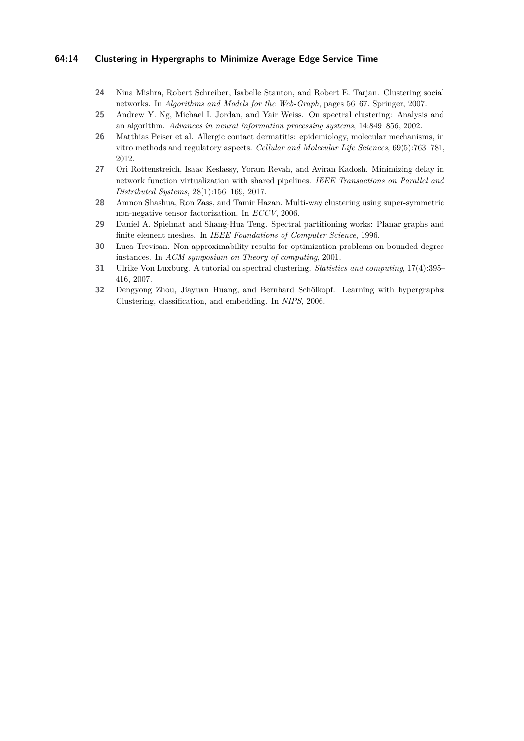24 Nina Mishra, Robert Schreiber, Isabelle Stanton, and Robert E. Tarjan. Clustering social networks. In *Algorithms and Models for the Web-Graph*, pages 56–67. Springer, 2007.

25 Andrew Y. Ng, Michael I. Jordan, and Yair Weiss. On spectral clustering: Analysis and an algorithm. *Advances in neural information processing systems*, 14:849–856, 2002.

26 Matthias Peiser et al. Allergic contact dermatitis: epidemiology, molecular mechanisms, in vitro methods and regulatory aspects. *Cellular and Molecular Life Sciences*, 69(5):763–781, 2012.

27 Ori Rottenstreich, Isaac Keslassy, Yoram Revah, and Aviran Kadosh. Minimizing delay in network function virtualization with shared pipelines. *IEEE Transactions on Parallel and Distributed Systems*, 28(1):156–169, 2017.

28 Amnon Shashua, Ron Zass, and Tamir Hazan. Multi-way clustering using super-symmetric non-negative tensor factorization. In *ECCV*, 2006.

29 Daniel A. Spielmat and Shang-Hua Teng. Spectral partitioning works: Planar graphs and finite element meshes. In *IEEE Foundations of Computer Science*, 1996.

30 Luca Trevisan. Non-approximability results for optimization problems on bounded degree instances. In *ACM symposium on Theory of computing*, 2001.

31 Ulrike Von Luxburg. A tutorial on spectral clustering. *Statistics and computing*, 17(4):395–416, 2007.

32 Dengyong Zhou, Jiayuan Huang, and Bernhard Schölkopf. Learning with hypergraphs: Clustering, classification, and embedding. In *NIPS*, 2006.